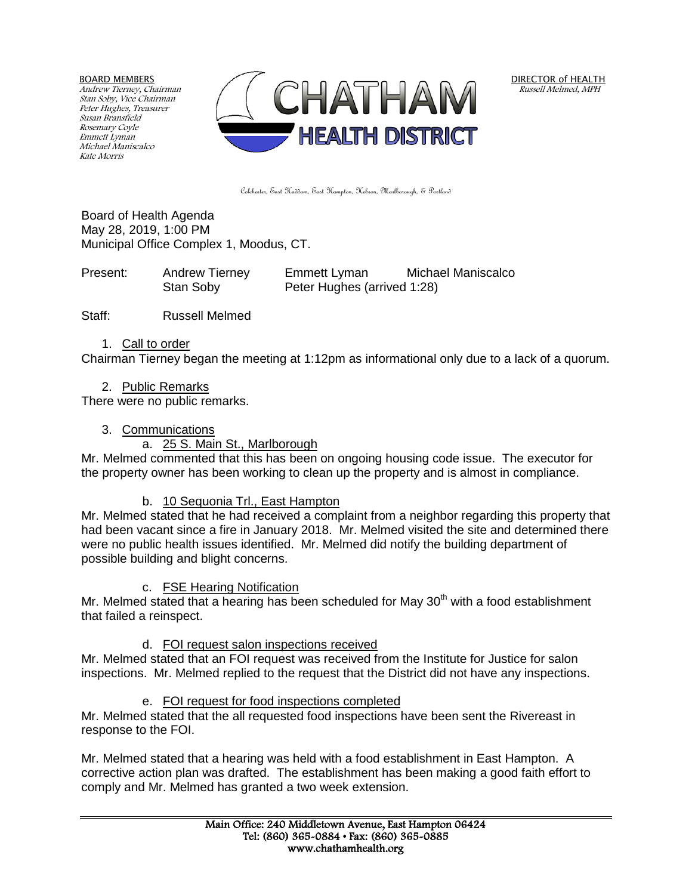BOARD MEMBERS
*Andrew Tierney, Chairman*
*Stan Soby, Vice Chairman*
*Peter Hughes, Treasurer*
*Susan Bransfield*
*Rosemary Coyle*
*Emmett Lyman*
*Michael Maniscalco*
*Kate Morris*

# CHATHAM HEALTH DISTRICT

DIRECTOR of HEALTH
*Russell Melmed, MPH*

Colchester, East Haddam, East Hampton, Hebron, Marlborough, & Portland

Board of Health Agenda
May 28, 2019, 1:00 PM
Municipal Office Complex 1, Moodus, CT.

| Present: | Andrew Tierney | Emmett Lyman | Michael Maniscalco |
|---|---|---|---|
| | Stan Soby | Peter Hughes (arrived 1:28) | |

Staff: Russell Melmed

1. Call to order

Chairman Tierney began the meeting at 1:12pm as informational only due to a lack of a quorum.

2. Public Remarks

There were no public remarks.

3. Communications

a. 25 S. Main St., Marlborough

Mr. Melmed commented that this has been on ongoing housing code issue. The executor for the property owner has been working to clean up the property and is almost in compliance.

b. 10 Sequonia Trl., East Hampton

Mr. Melmed stated that he had received a complaint from a neighbor regarding this property that had been vacant since a fire in January 2018. Mr. Melmed visited the site and determined there were no public health issues identified. Mr. Melmed did notify the building department of possible building and blight concerns.

c. FSE Hearing Notification

Mr. Melmed stated that a hearing has been scheduled for May 30th with a food establishment that failed a reinspect.

d. FOI request salon inspections received

Mr. Melmed stated that an FOI request was received from the Institute for Justice for salon inspections. Mr. Melmed replied to the request that the District did not have any inspections.

e. FOI request for food inspections completed

Mr. Melmed stated that the all requested food inspections have been sent the Rivereast in response to the FOI.

Mr. Melmed stated that a hearing was held with a food establishment in East Hampton. A corrective action plan was drafted. The establishment has been making a good faith effort to comply and Mr. Melmed has granted a two week extension.

Main Office: 240 Middletown Avenue, East Hampton 06424
Tel: (860) 365-0884 • Fax: (860) 365-0885
www.chathamhealth.org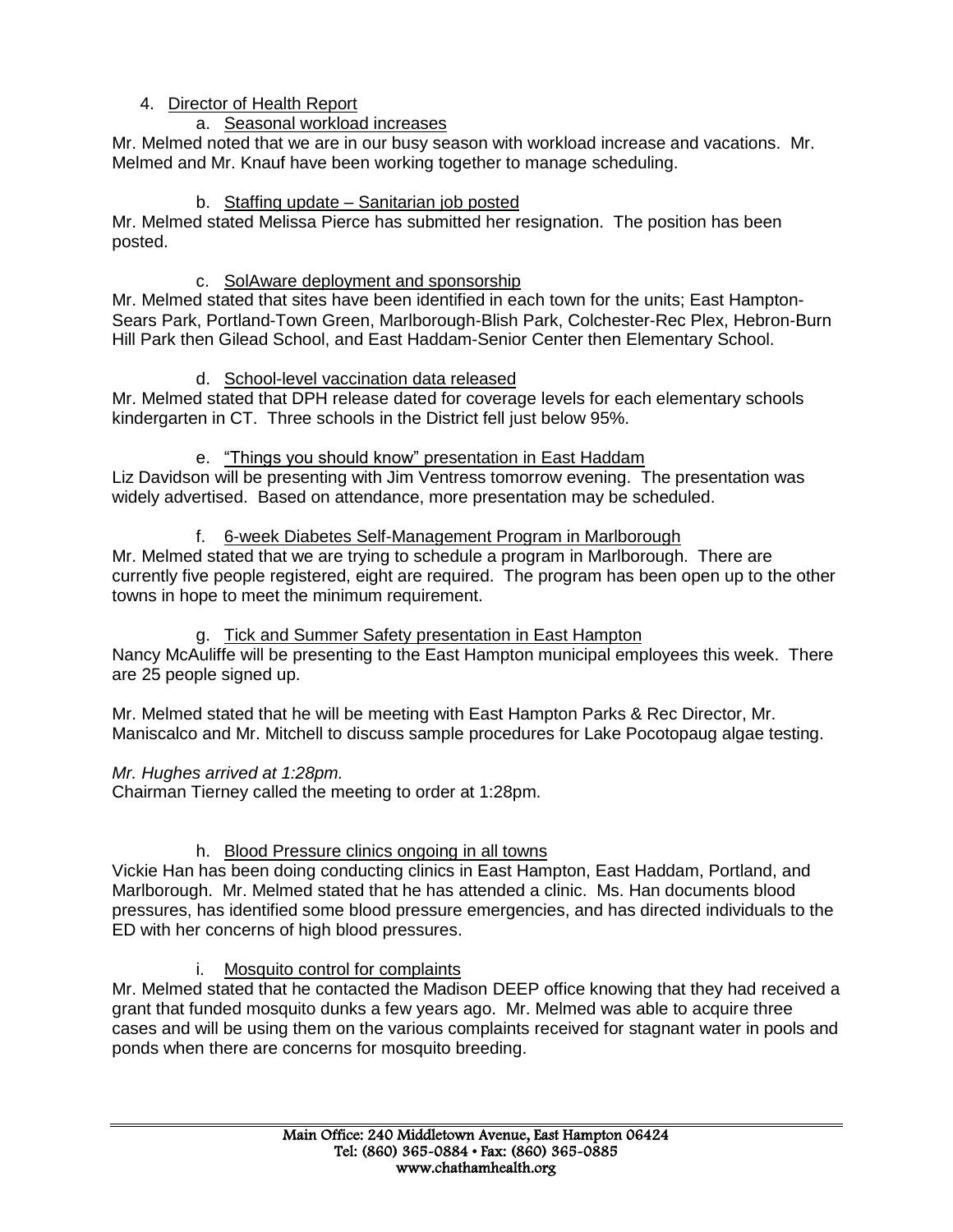4. Director of Health Report

   a. Seasonal workload increases

Mr. Melmed noted that we are in our busy season with workload increase and vacations. Mr. Melmed and Mr. Knauf have been working together to manage scheduling.

   b. Staffing update – Sanitarian job posted

Mr. Melmed stated Melissa Pierce has submitted her resignation. The position has been posted.

   c. SolAware deployment and sponsorship

Mr. Melmed stated that sites have been identified in each town for the units; East Hampton-Sears Park, Portland-Town Green, Marlborough-Blish Park, Colchester-Rec Plex, Hebron-Burn Hill Park then Gilead School, and East Haddam-Senior Center then Elementary School.

   d. School-level vaccination data released

Mr. Melmed stated that DPH release dated for coverage levels for each elementary schools kindergarten in CT. Three schools in the District fell just below 95%.

   e. "Things you should know" presentation in East Haddam

Liz Davidson will be presenting with Jim Ventress tomorrow evening. The presentation was widely advertised. Based on attendance, more presentation may be scheduled.

   f. 6-week Diabetes Self-Management Program in Marlborough

Mr. Melmed stated that we are trying to schedule a program in Marlborough. There are currently five people registered, eight are required. The program has been open up to the other towns in hope to meet the minimum requirement.

   g. Tick and Summer Safety presentation in East Hampton

Nancy McAuliffe will be presenting to the East Hampton municipal employees this week. There are 25 people signed up.

Mr. Melmed stated that he will be meeting with East Hampton Parks & Rec Director, Mr. Maniscalco and Mr. Mitchell to discuss sample procedures for Lake Pocotopaug algae testing.

*Mr. Hughes arrived at 1:28pm.*

Chairman Tierney called the meeting to order at 1:28pm.

   h. Blood Pressure clinics ongoing in all towns

Vickie Han has been doing conducting clinics in East Hampton, East Haddam, Portland, and Marlborough. Mr. Melmed stated that he has attended a clinic. Ms. Han documents blood pressures, has identified some blood pressure emergencies, and has directed individuals to the ED with her concerns of high blood pressures.

   i. Mosquito control for complaints

Mr. Melmed stated that he contacted the Madison DEEP office knowing that they had received a grant that funded mosquito dunks a few years ago. Mr. Melmed was able to acquire three cases and will be using them on the various complaints received for stagnant water in pools and ponds when there are concerns for mosquito breeding.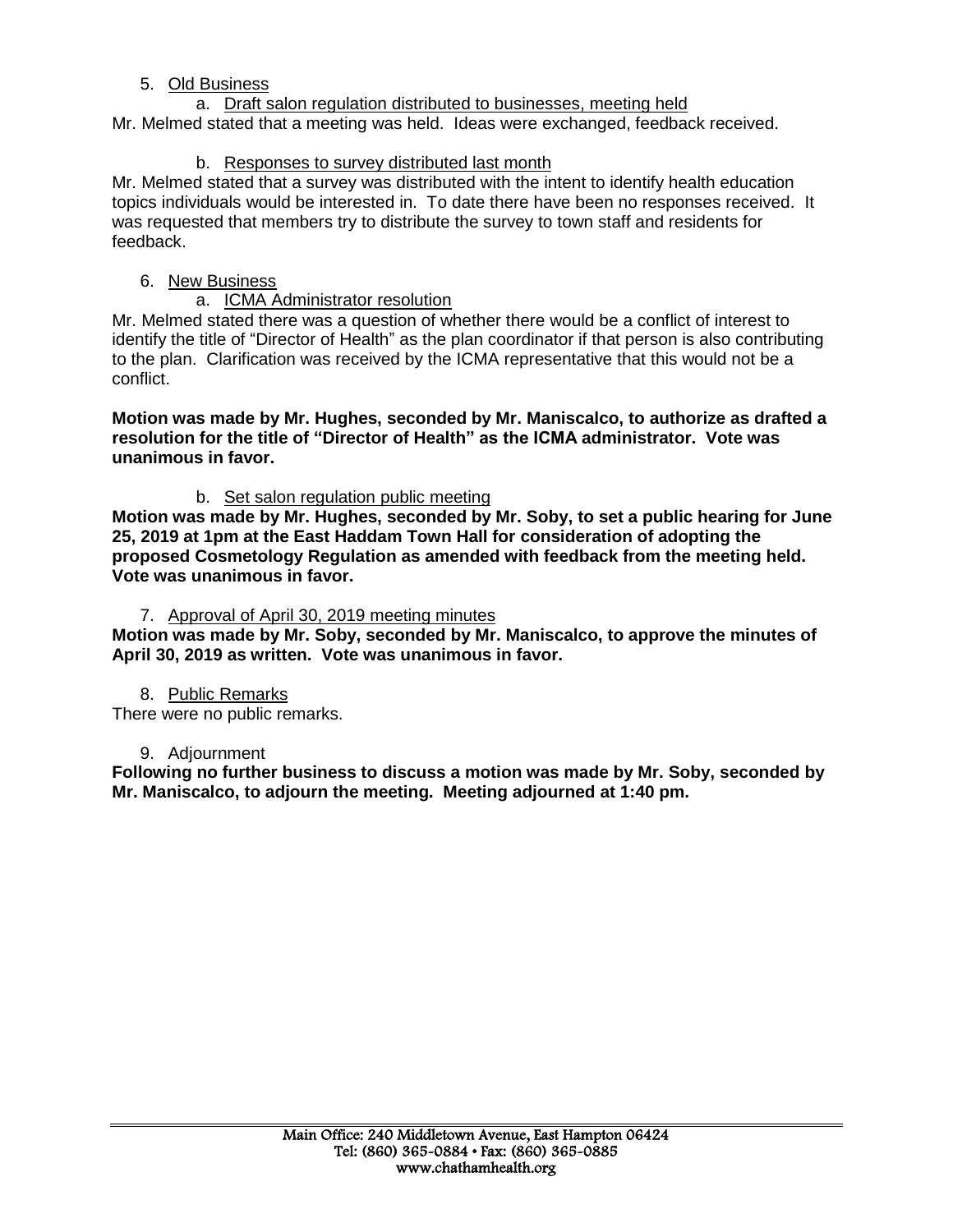5. Old Business
   a. Draft salon regulation distributed to businesses, meeting held

Mr. Melmed stated that a meeting was held. Ideas were exchanged, feedback received.

   b. Responses to survey distributed last month

Mr. Melmed stated that a survey was distributed with the intent to identify health education topics individuals would be interested in. To date there have been no responses received. It was requested that members try to distribute the survey to town staff and residents for feedback.

6. New Business
   a. ICMA Administrator resolution

Mr. Melmed stated there was a question of whether there would be a conflict of interest to identify the title of "Director of Health" as the plan coordinator if that person is also contributing to the plan. Clarification was received by the ICMA representative that this would not be a conflict.

**Motion was made by Mr. Hughes, seconded by Mr. Maniscalco, to authorize as drafted a resolution for the title of "Director of Health" as the ICMA administrator. Vote was unanimous in favor.**

   b. Set salon regulation public meeting

**Motion was made by Mr. Hughes, seconded by Mr. Soby, to set a public hearing for June 25, 2019 at 1pm at the East Haddam Town Hall for consideration of adopting the proposed Cosmetology Regulation as amended with feedback from the meeting held. Vote was unanimous in favor.**

7. Approval of April 30, 2019 meeting minutes

**Motion was made by Mr. Soby, seconded by Mr. Maniscalco, to approve the minutes of April 30, 2019 as written. Vote was unanimous in favor.**

8. Public Remarks

There were no public remarks.

9. Adjournment

**Following no further business to discuss a motion was made by Mr. Soby, seconded by Mr. Maniscalco, to adjourn the meeting. Meeting adjourned at 1:40 pm.**